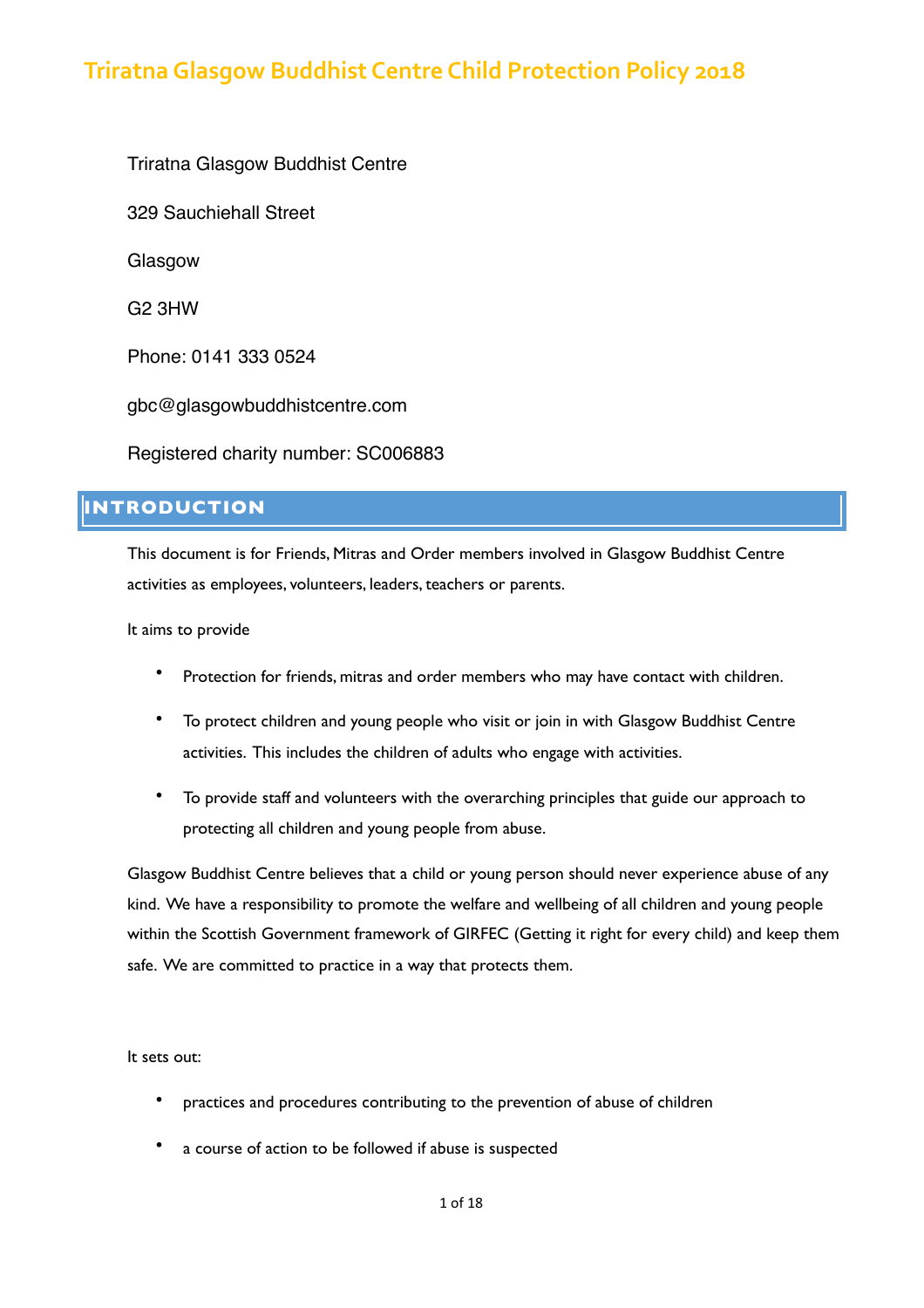# Triratna Glasgow Buddhist Centre Child Protection Policy 2018

Triratna Glasgow Buddhist Centre

329 Sauchiehall Street

Glasgow

G2 3HW

Phone: 0141 333 0524

gbc@glasgowbuddhistcentre.com

Registered charity number: SC006883

## INTRODUCTION

This document is for Friends, Mitras and Order members involved in Glasgow Buddhist Centre activities as employees, volunteers, leaders, teachers or parents.

It aims to provide

- Protection for friends, mitras and order members who may have contact with children.
- To protect children and young people who visit or join in with Glasgow Buddhist Centre activities. This includes the children of adults who engage with activities.
- To provide staff and volunteers with the overarching principles that guide our approach to protecting all children and young people from abuse.

Glasgow Buddhist Centre believes that a child or young person should never experience abuse of any kind. We have a responsibility to promote the welfare and wellbeing of all children and young people within the Scottish Government framework of GIRFEC (Getting it right for every child) and keep them safe. We are committed to practice in a way that protects them.

It sets out:

- practices and procedures contributing to the prevention of abuse of children
- a course of action to be followed if abuse is suspected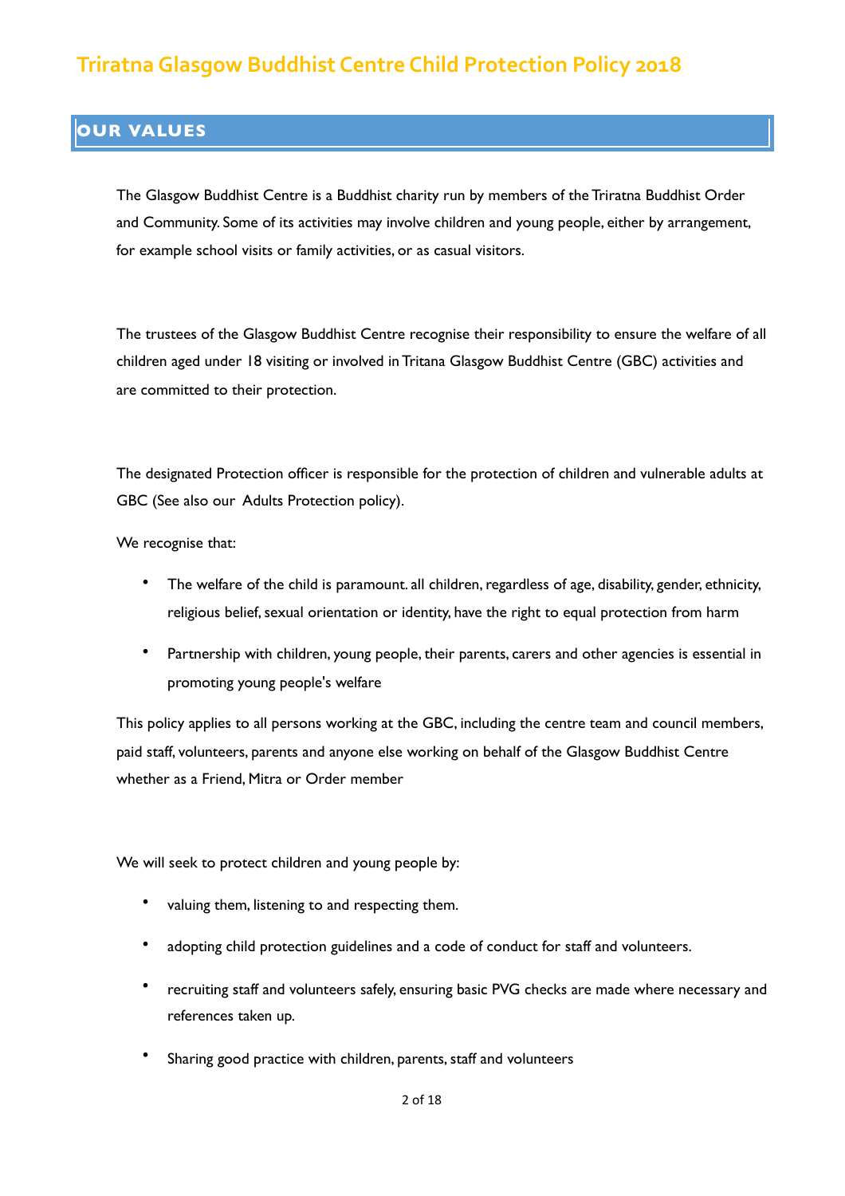# Triratna Glasgow Buddhist Centre Child Protection Policy 2018

## OUR VALUES

The Glasgow Buddhist Centre is a Buddhist charity run by members of the Triratna Buddhist Order and Community. Some of its activities may involve children and young people, either by arrangement, for example school visits or family activities, or as casual visitors.

The trustees of the Glasgow Buddhist Centre recognise their responsibility to ensure the welfare of all children aged under 18 visiting or involved in Tritana Glasgow Buddhist Centre (GBC) activities and are committed to their protection.

The designated Protection officer is responsible for the protection of children and vulnerable adults at GBC (See also our Adults Protection policy).

We recognise that:

- The welfare of the child is paramount. all children, regardless of age, disability, gender, ethnicity, religious belief, sexual orientation or identity, have the right to equal protection from harm
- Partnership with children, young people, their parents, carers and other agencies is essential in promoting young people's welfare

This policy applies to all persons working at the GBC, including the centre team and council members, paid staff, volunteers, parents and anyone else working on behalf of the Glasgow Buddhist Centre whether as a Friend, Mitra or Order member

We will seek to protect children and young people by:

- valuing them, listening to and respecting them.
- adopting child protection guidelines and a code of conduct for staff and volunteers.
- recruiting staff and volunteers safely, ensuring basic PVG checks are made where necessary and references taken up.
- Sharing good practice with children, parents, staff and volunteers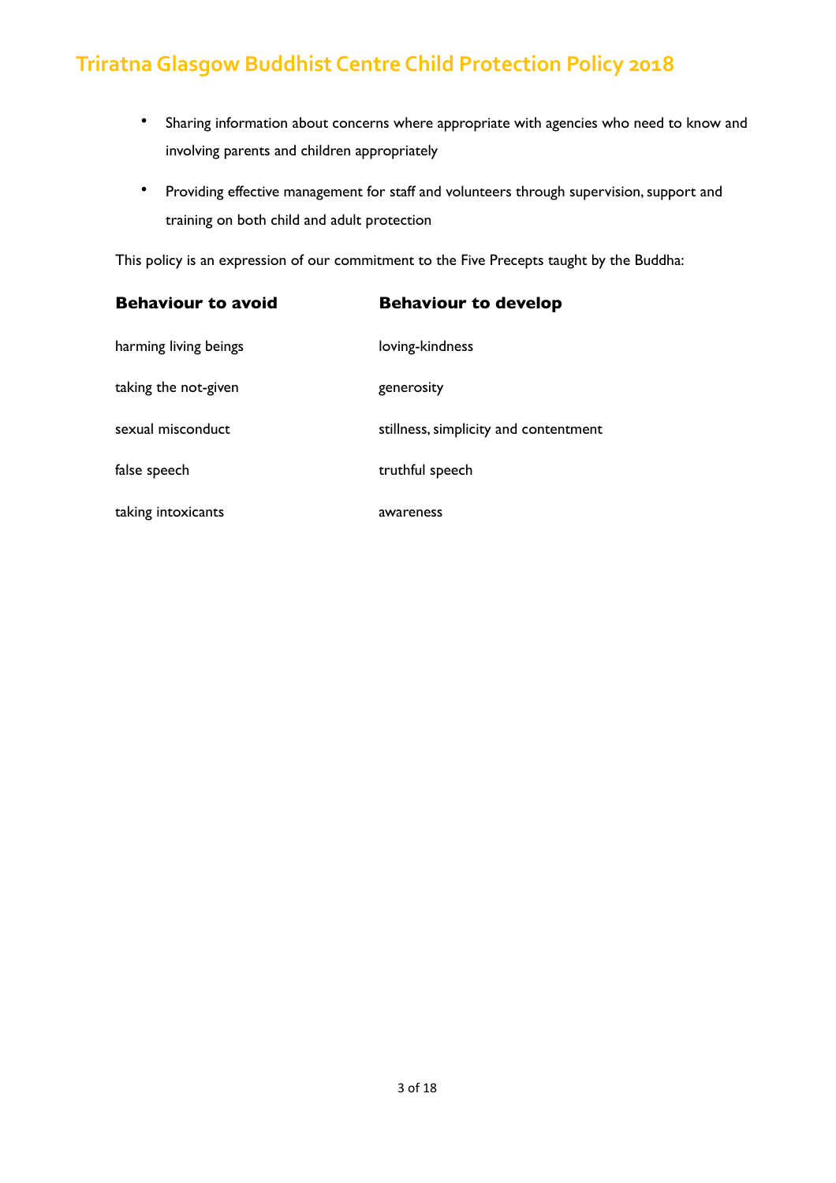- Sharing information about concerns where appropriate with agencies who need to know and involving parents and children appropriately
- Providing effective management for staff and volunteers through supervision, support and training on both child and adult protection

This policy is an expression of our commitment to the Five Precepts taught by the Buddha:

| **Behaviour to avoid** | **Behaviour to develop** |
| --- | --- |
| harming living beings | loving-kindness |
| taking the not-given | generosity |
| sexual misconduct | stillness, simplicity and contentment |
| false speech | truthful speech |
| taking intoxicants | awareness |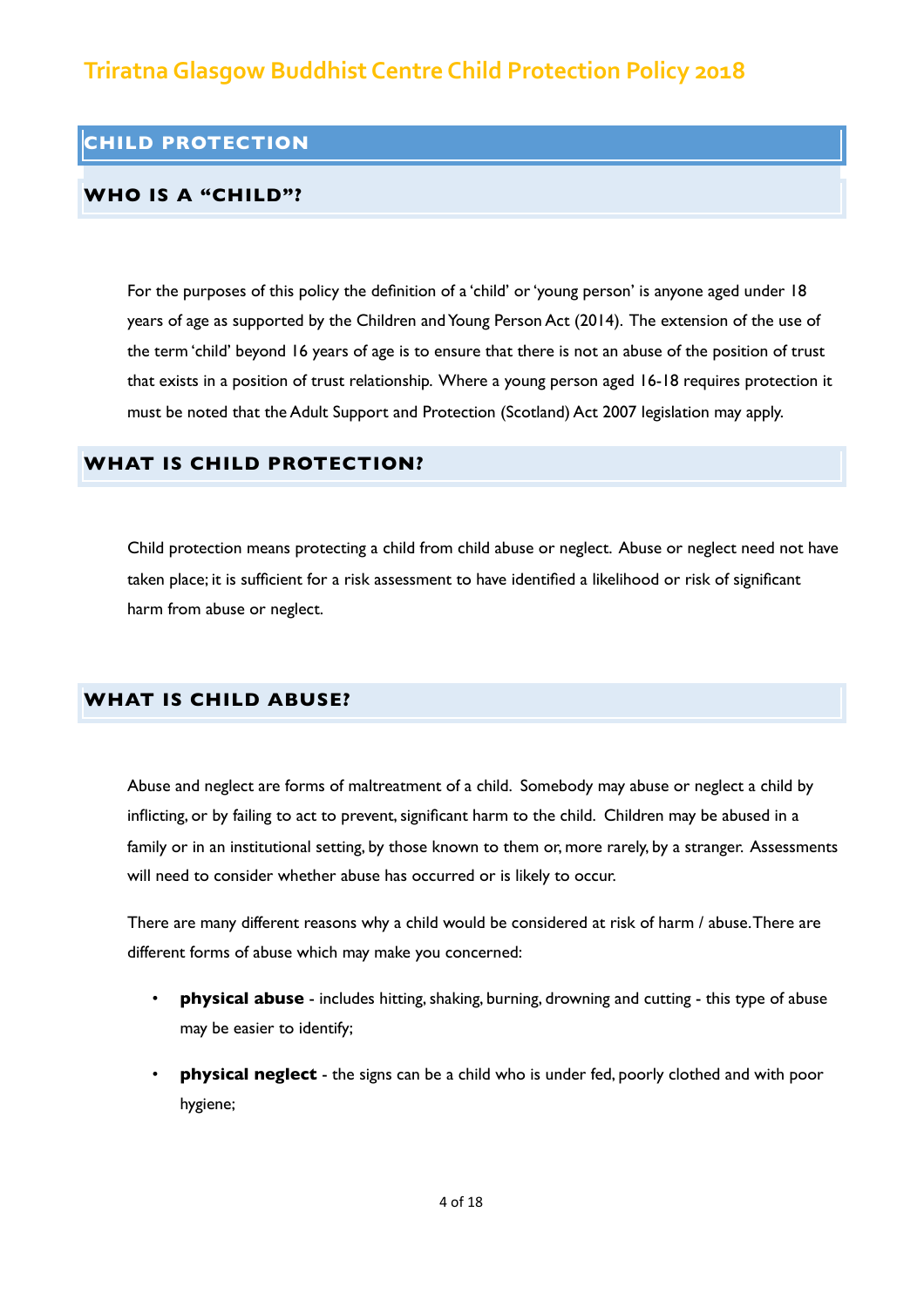# Triratna Glasgow Buddhist Centre Child Protection Policy 2018

## CHILD PROTECTION

### WHO IS A "CHILD"?

For the purposes of this policy the definition of a 'child' or 'young person' is anyone aged under 18 years of age as supported by the Children and Young Person Act (2014). The extension of the use of the term 'child' beyond 16 years of age is to ensure that there is not an abuse of the position of trust that exists in a position of trust relationship. Where a young person aged 16-18 requires protection it must be noted that the Adult Support and Protection (Scotland) Act 2007 legislation may apply.

### WHAT IS CHILD PROTECTION?

Child protection means protecting a child from child abuse or neglect. Abuse or neglect need not have taken place; it is sufficient for a risk assessment to have identified a likelihood or risk of significant harm from abuse or neglect.

### WHAT IS CHILD ABUSE?

Abuse and neglect are forms of maltreatment of a child. Somebody may abuse or neglect a child by inflicting, or by failing to act to prevent, significant harm to the child. Children may be abused in a family or in an institutional setting, by those known to them or, more rarely, by a stranger. Assessments will need to consider whether abuse has occurred or is likely to occur.

There are many different reasons why a child would be considered at risk of harm / abuse. There are different forms of abuse which may make you concerned:

- **physical abuse** - includes hitting, shaking, burning, drowning and cutting - this type of abuse may be easier to identify;
- **physical neglect** - the signs can be a child who is under fed, poorly clothed and with poor hygiene;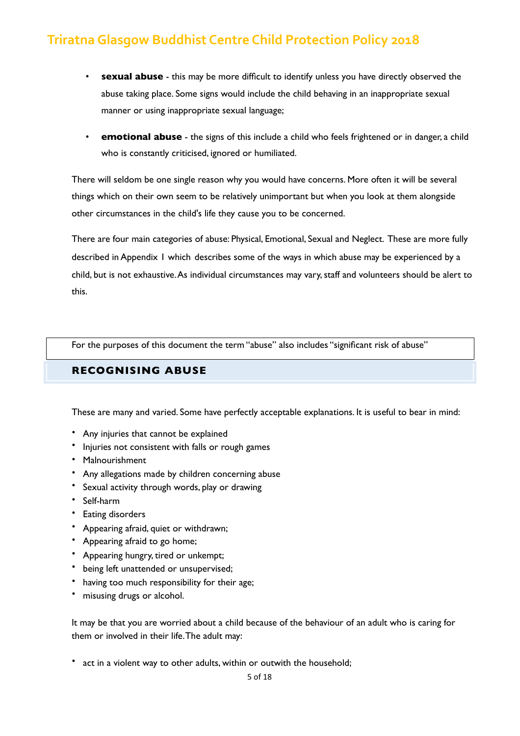- **sexual abuse** - this may be more difficult to identify unless you have directly observed the abuse taking place. Some signs would include the child behaving in an inappropriate sexual manner or using inappropriate sexual language;

- **emotional abuse** - the signs of this include a child who feels frightened or in danger, a child who is constantly criticised, ignored or humiliated.

There will seldom be one single reason why you would have concerns. More often it will be several things which on their own seem to be relatively unimportant but when you look at them alongside other circumstances in the child's life they cause you to be concerned.

There are four main categories of abuse: Physical, Emotional, Sexual and Neglect. These are more fully described in Appendix 1 which describes some of the ways in which abuse may be experienced by a child, but is not exhaustive. As individual circumstances may vary, staff and volunteers should be alert to this.

For the purposes of this document the term "abuse" also includes "significant risk of abuse"

## RECOGNISING ABUSE

These are many and varied. Some have perfectly acceptable explanations. It is useful to bear in mind:

- Any injuries that cannot be explained
- Injuries not consistent with falls or rough games
- Malnourishment
- Any allegations made by children concerning abuse
- Sexual activity through words, play or drawing
- Self-harm
- Eating disorders
- Appearing afraid, quiet or withdrawn;
- Appearing afraid to go home;
- Appearing hungry, tired or unkempt;
- being left unattended or unsupervised;
- having too much responsibility for their age;
- misusing drugs or alcohol.

It may be that you are worried about a child because of the behaviour of an adult who is caring for them or involved in their life. The adult may:

- act in a violent way to other adults, within or outwith the household;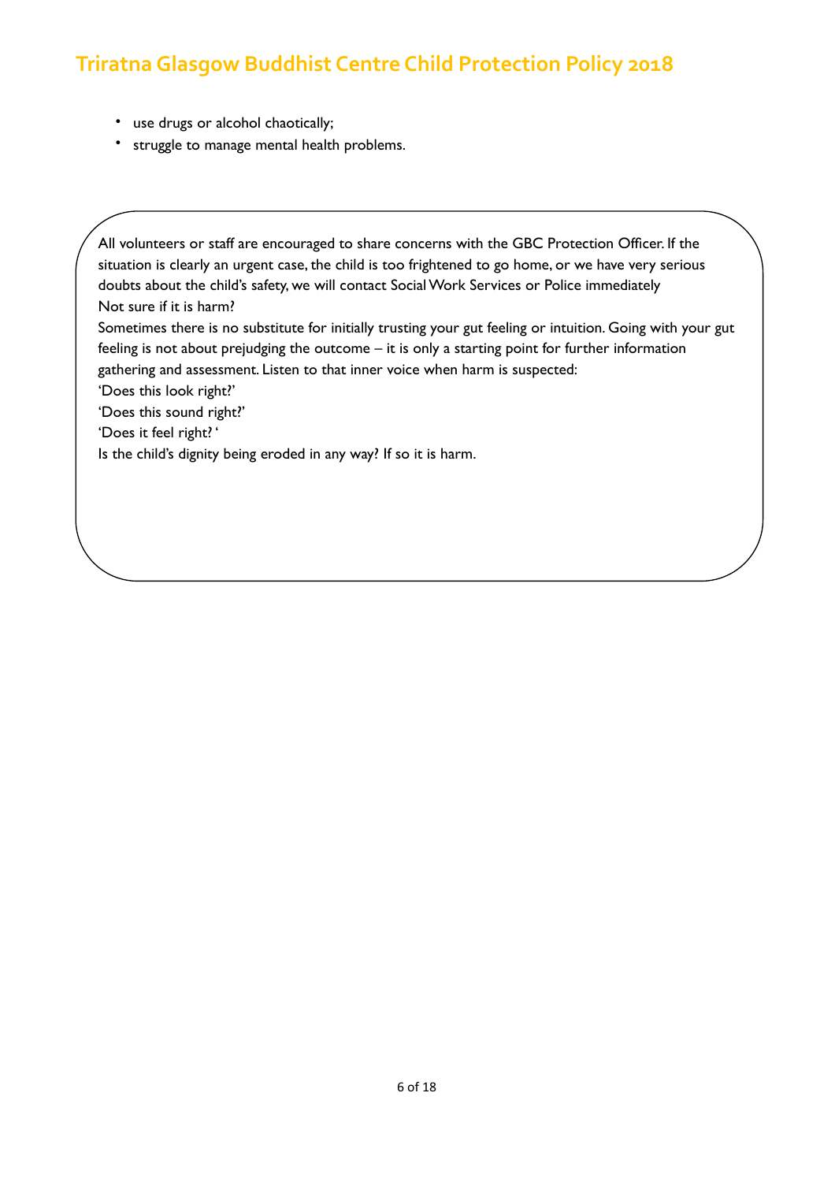- use drugs or alcohol chaotically;
- struggle to manage mental health problems.

All volunteers or staff are encouraged to share concerns with the GBC Protection Officer. If the situation is clearly an urgent case, the child is too frightened to go home, or we have very serious doubts about the child's safety, we will contact Social Work Services or Police immediately

Not sure if it is harm?

Sometimes there is no substitute for initially trusting your gut feeling or intuition. Going with your gut feeling is not about prejudging the outcome – it is only a starting point for further information gathering and assessment. Listen to that inner voice when harm is suspected:

'Does this look right?'

'Does this sound right?'

'Does it feel right? '

Is the child's dignity being eroded in any way? If so it is harm.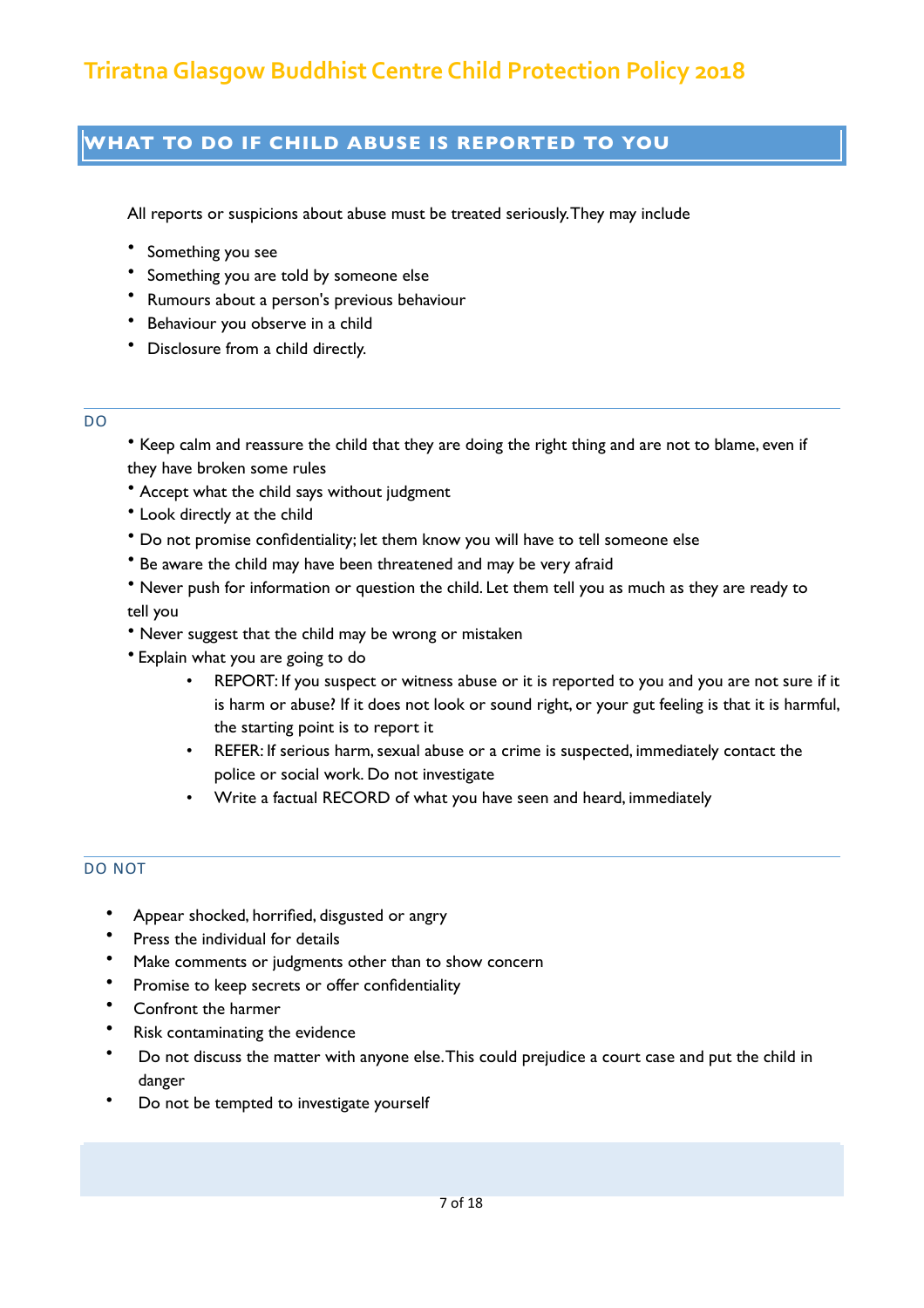## WHAT TO DO IF CHILD ABUSE IS REPORTED TO YOU

All reports or suspicions about abuse must be treated seriously. They may include

- Something you see
- Something you are told by someone else
- Rumours about a person's previous behaviour
- Behaviour you observe in a child
- Disclosure from a child directly.

### DO

- Keep calm and reassure the child that they are doing the right thing and are not to blame, even if they have broken some rules
- Accept what the child says without judgment
- Look directly at the child
- Do not promise confidentiality; let them know you will have to tell someone else
- Be aware the child may have been threatened and may be very afraid
- Never push for information or question the child. Let them tell you as much as they are ready to tell you
- Never suggest that the child may be wrong or mistaken
- Explain what you are going to do
  - REPORT: If you suspect or witness abuse or it is reported to you and you are not sure if it is harm or abuse? If it does not look or sound right, or your gut feeling is that it is harmful, the starting point is to report it
  - REFER: If serious harm, sexual abuse or a crime is suspected, immediately contact the police or social work. Do not investigate
  - Write a factual RECORD of what you have seen and heard, immediately

### DO NOT

- Appear shocked, horrified, disgusted or angry
- Press the individual for details
- Make comments or judgments other than to show concern
- Promise to keep secrets or offer confidentiality
- Confront the harmer
- Risk contaminating the evidence
- Do not discuss the matter with anyone else. This could prejudice a court case and put the child in danger
- Do not be tempted to investigate yourself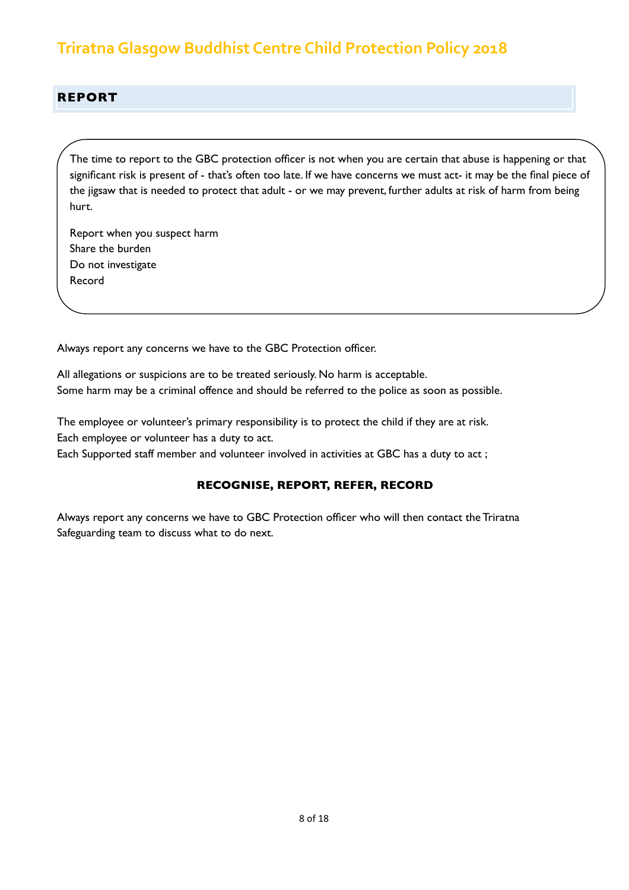## REPORT

The time to report to the GBC protection officer is not when you are certain that abuse is happening or that significant risk is present of - that's often too late. If we have concerns we must act- it may be the final piece of the jigsaw that is needed to protect that adult - or we may prevent, further adults at risk of harm from being hurt.

Report when you suspect harm
Share the burden
Do not investigate
Record

Always report any concerns we have to the GBC Protection officer.

All allegations or suspicions are to be treated seriously. No harm is acceptable.
Some harm may be a criminal offence and should be referred to the police as soon as possible.

The employee or volunteer's primary responsibility is to protect the child if they are at risk.
Each employee or volunteer has a duty to act.
Each Supported staff member and volunteer involved in activities at GBC has a duty to act ;

**RECOGNISE, REPORT, REFER, RECORD**

Always report any concerns we have to GBC Protection officer who will then contact the Triratna Safeguarding team to discuss what to do next.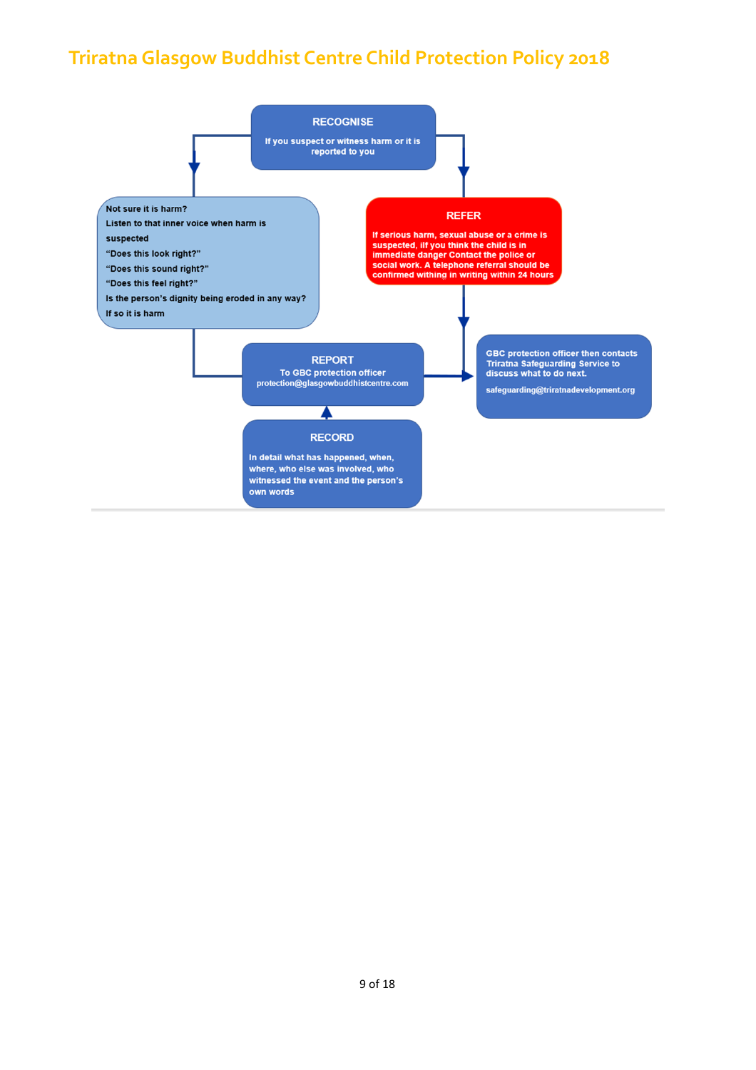# Triratna Glasgow Buddhist Centre Child Protection Policy 2018

**RECOGNISE**

If you suspect or witness harm or it is reported to you

**Not sure it is harm?**

Listen to that inner voice when harm is suspected

"Does this look right?"

"Does this sound right?"

"Does this feel right?"

Is the person's dignity being eroded in any way?

If so it is harm

**REFER**

If serious harm, sexual abuse or a crime is suspected, iIf you think the child is in immediate danger Contact the police or social work. A telephone referral should be confirmed withing in writing within 24 hours

**REPORT**

To GBC protection officer
protection@glasgowbuddhistcentre.com

GBC protection officer then contacts Triratna Safeguarding Service to discuss what to do next.

safeguarding@triratnadevelopment.org

**RECORD**

In detail what has happened, when, where, who else was involved, who witnessed the event and the person's own words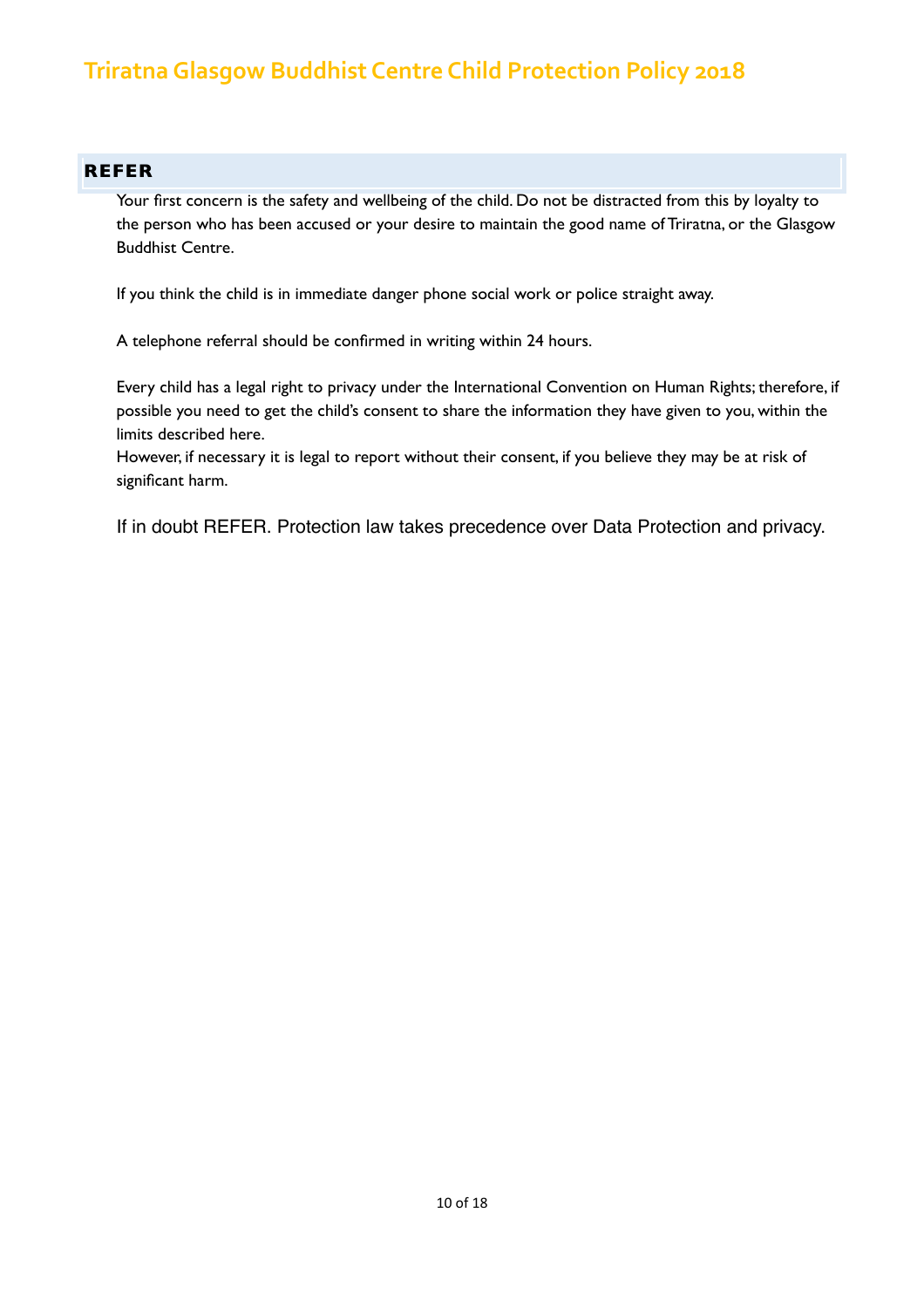## REFER

Your first concern is the safety and wellbeing of the child. Do not be distracted from this by loyalty to the person who has been accused or your desire to maintain the good name of Triratna, or the Glasgow Buddhist Centre.

If you think the child is in immediate danger phone social work or police straight away.

A telephone referral should be confirmed in writing within 24 hours.

Every child has a legal right to privacy under the International Convention on Human Rights; therefore, if possible you need to get the child's consent to share the information they have given to you, within the limits described here.
However, if necessary it is legal to report without their consent, if you believe they may be at risk of significant harm.

If in doubt REFER. Protection law takes precedence over Data Protection and privacy.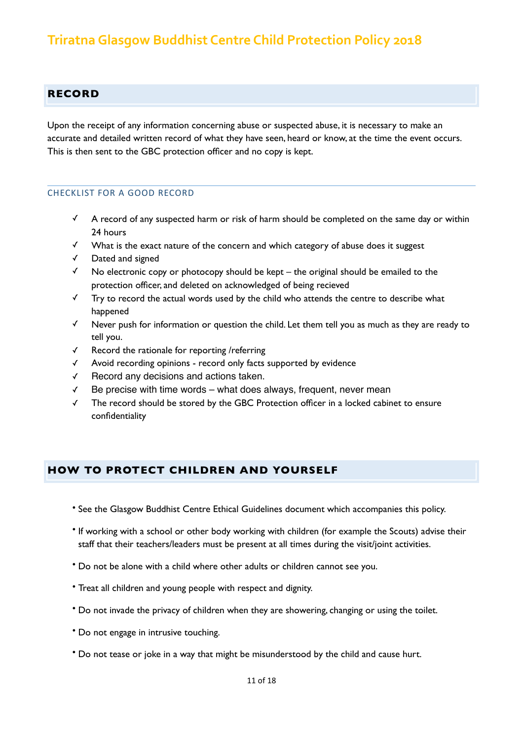## RECORD

Upon the receipt of any information concerning abuse or suspected abuse, it is necessary to make an accurate and detailed written record of what they have seen, heard or know, at the time the event occurs. This is then sent to the GBC protection officer and no copy is kept.

### CHECKLIST FOR A GOOD RECORD

- ✓ A record of any suspected harm or risk of harm should be completed on the same day or within 24 hours
- ✓ What is the exact nature of the concern and which category of abuse does it suggest
- ✓ Dated and signed
- ✓ No electronic copy or photocopy should be kept – the original should be emailed to the protection officer, and deleted on acknowledged of being recieved
- ✓ Try to record the actual words used by the child who attends the centre to describe what happened
- ✓ Never push for information or question the child. Let them tell you as much as they are ready to tell you.
- ✓ Record the rationale for reporting /referring
- ✓ Avoid recording opinions - record only facts supported by evidence
- ✓ Record any decisions and actions taken.
- ✓ Be precise with time words – what does always, frequent, never mean
- ✓ The record should be stored by the GBC Protection officer in a locked cabinet to ensure confidentiality

## HOW TO PROTECT CHILDREN AND YOURSELF

- See the Glasgow Buddhist Centre Ethical Guidelines document which accompanies this policy.
- If working with a school or other body working with children (for example the Scouts) advise their staff that their teachers/leaders must be present at all times during the visit/joint activities.
- Do not be alone with a child where other adults or children cannot see you.
- Treat all children and young people with respect and dignity.
- Do not invade the privacy of children when they are showering, changing or using the toilet.
- Do not engage in intrusive touching.
- Do not tease or joke in a way that might be misunderstood by the child and cause hurt.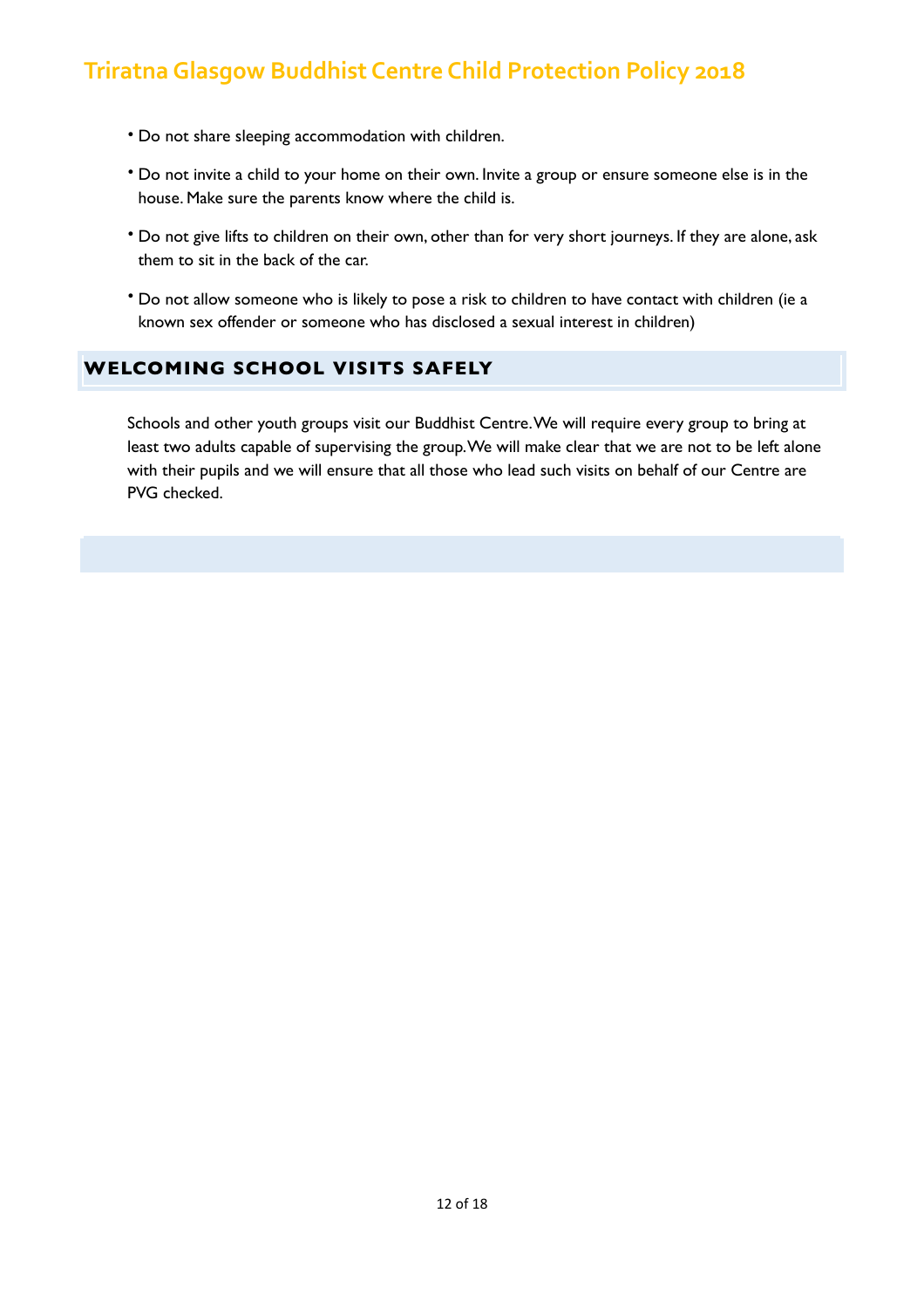- Do not share sleeping accommodation with children.
- Do not invite a child to your home on their own. Invite a group or ensure someone else is in the house. Make sure the parents know where the child is.
- Do not give lifts to children on their own, other than for very short journeys. If they are alone, ask them to sit in the back of the car.
- Do not allow someone who is likely to pose a risk to children to have contact with children (ie a known sex offender or someone who has disclosed a sexual interest in children)

## WELCOMING SCHOOL VISITS SAFELY

Schools and other youth groups visit our Buddhist Centre. We will require every group to bring at least two adults capable of supervising the group. We will make clear that we are not to be left alone with their pupils and we will ensure that all those who lead such visits on behalf of our Centre are PVG checked.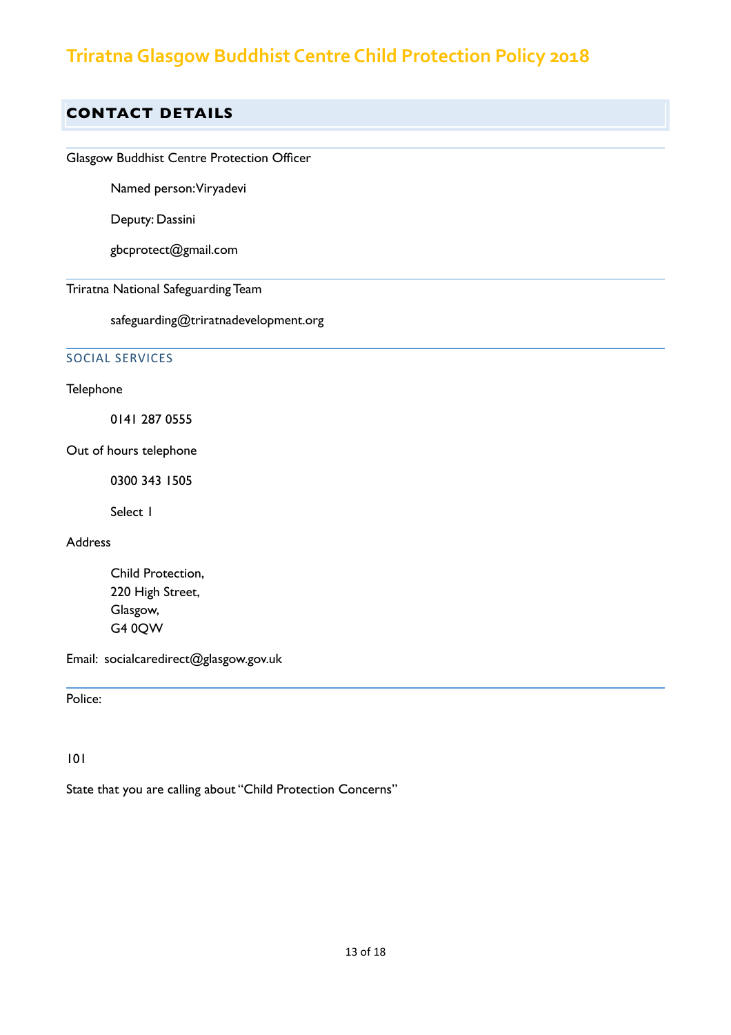# Triratna Glasgow Buddhist Centre Child Protection Policy 2018

## CONTACT DETAILS

---

Glasgow Buddhist Centre Protection Officer

Named person: Viryadevi

Deputy: Dassini

gbcprotect@gmail.com

---

Triratna National Safeguarding Team

safeguarding@triratnadevelopment.org

---

### SOCIAL SERVICES

Telephone

0141 287 0555

Out of hours telephone

0300 343 1505

Select 1

Address

Child Protection,
220 High Street,
Glasgow,
G4 0QW

Email: socialcaredirect@glasgow.gov.uk

---

Police:

101

State that you are calling about "Child Protection Concerns"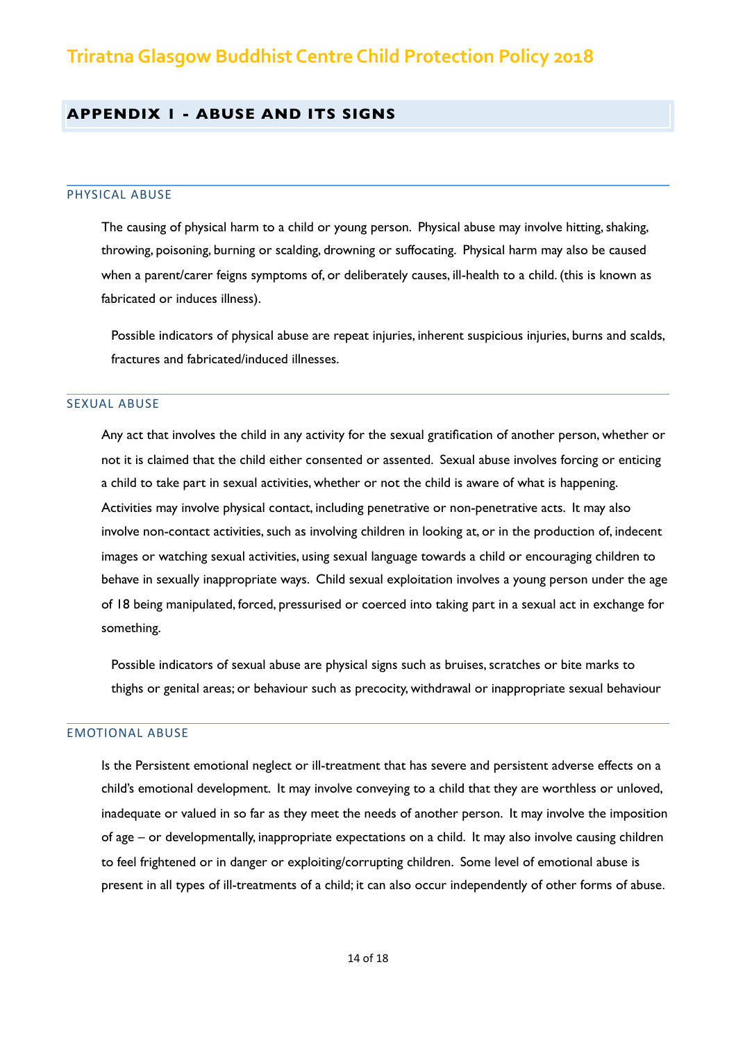## APPENDIX 1 - ABUSE AND ITS SIGNS

### PHYSICAL ABUSE

The causing of physical harm to a child or young person. Physical abuse may involve hitting, shaking, throwing, poisoning, burning or scalding, drowning or suffocating. Physical harm may also be caused when a parent/carer feigns symptoms of, or deliberately causes, ill-health to a child. (this is known as fabricated or induces illness).

Possible indicators of physical abuse are repeat injuries, inherent suspicious injuries, burns and scalds, fractures and fabricated/induced illnesses.

### SEXUAL ABUSE

Any act that involves the child in any activity for the sexual gratification of another person, whether or not it is claimed that the child either consented or assented. Sexual abuse involves forcing or enticing a child to take part in sexual activities, whether or not the child is aware of what is happening. Activities may involve physical contact, including penetrative or non-penetrative acts. It may also involve non-contact activities, such as involving children in looking at, or in the production of, indecent images or watching sexual activities, using sexual language towards a child or encouraging children to behave in sexually inappropriate ways. Child sexual exploitation involves a young person under the age of 18 being manipulated, forced, pressurised or coerced into taking part in a sexual act in exchange for something.

Possible indicators of sexual abuse are physical signs such as bruises, scratches or bite marks to thighs or genital areas; or behaviour such as precocity, withdrawal or inappropriate sexual behaviour

### EMOTIONAL ABUSE

Is the Persistent emotional neglect or ill-treatment that has severe and persistent adverse effects on a child's emotional development. It may involve conveying to a child that they are worthless or unloved, inadequate or valued in so far as they meet the needs of another person. It may involve the imposition of age – or developmentally, inappropriate expectations on a child. It may also involve causing children to feel frightened or in danger or exploiting/corrupting children. Some level of emotional abuse is present in all types of ill-treatments of a child; it can also occur independently of other forms of abuse.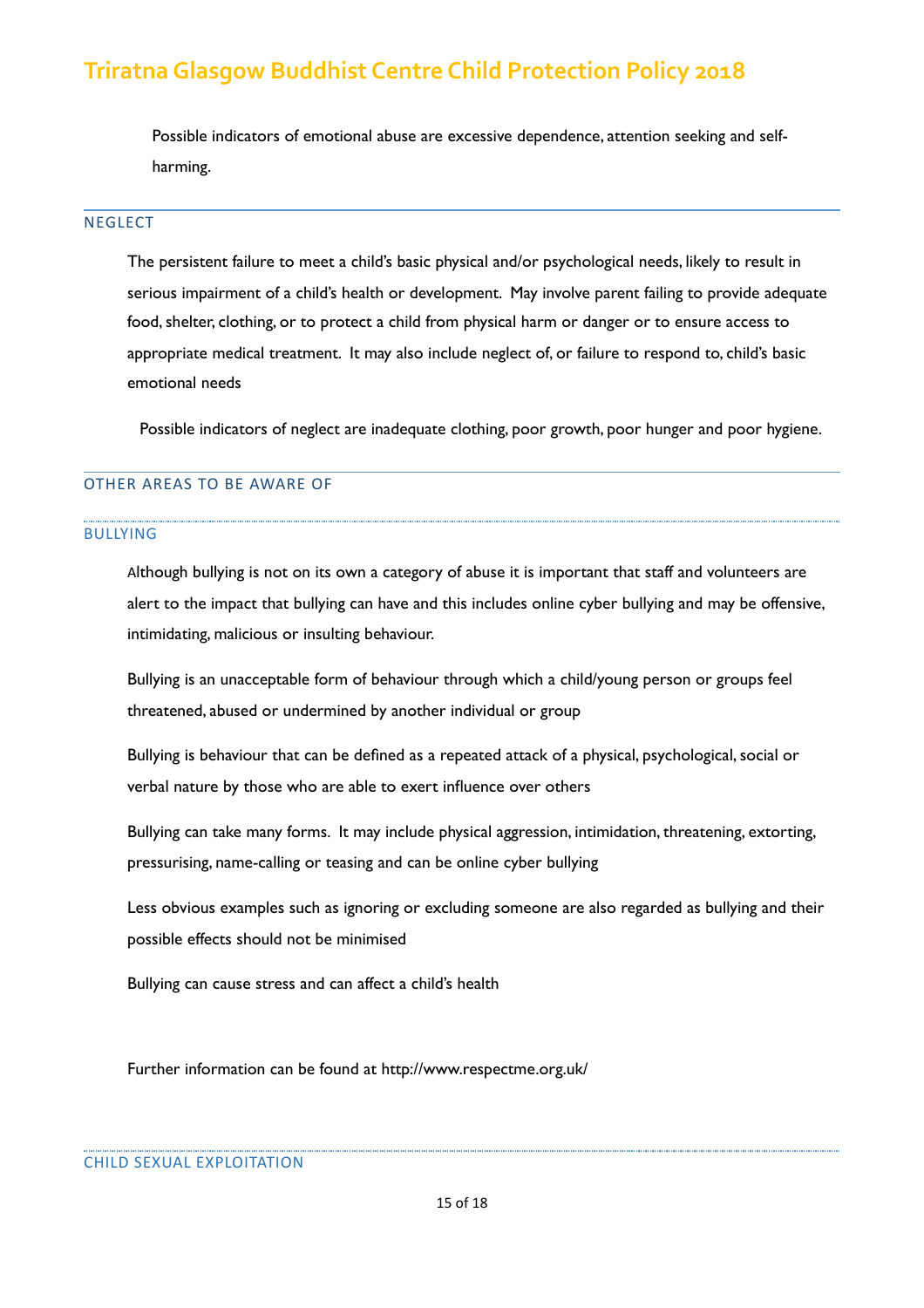Possible indicators of emotional abuse are excessive dependence, attention seeking and self-harming.

## NEGLECT

The persistent failure to meet a child's basic physical and/or psychological needs, likely to result in serious impairment of a child's health or development. May involve parent failing to provide adequate food, shelter, clothing, or to protect a child from physical harm or danger or to ensure access to appropriate medical treatment. It may also include neglect of, or failure to respond to, child's basic emotional needs

Possible indicators of neglect are inadequate clothing, poor growth, poor hunger and poor hygiene.

## OTHER AREAS TO BE AWARE OF

### BULLYING

Although bullying is not on its own a category of abuse it is important that staff and volunteers are alert to the impact that bullying can have and this includes online cyber bullying and may be offensive, intimidating, malicious or insulting behaviour.

Bullying is an unacceptable form of behaviour through which a child/young person or groups feel threatened, abused or undermined by another individual or group

Bullying is behaviour that can be defined as a repeated attack of a physical, psychological, social or verbal nature by those who are able to exert influence over others

Bullying can take many forms. It may include physical aggression, intimidation, threatening, extorting, pressurising, name-calling or teasing and can be online cyber bullying

Less obvious examples such as ignoring or excluding someone are also regarded as bullying and their possible effects should not be minimised

Bullying can cause stress and can affect a child's health

Further information can be found at http://www.respectme.org.uk/

### CHILD SEXUAL EXPLOITATION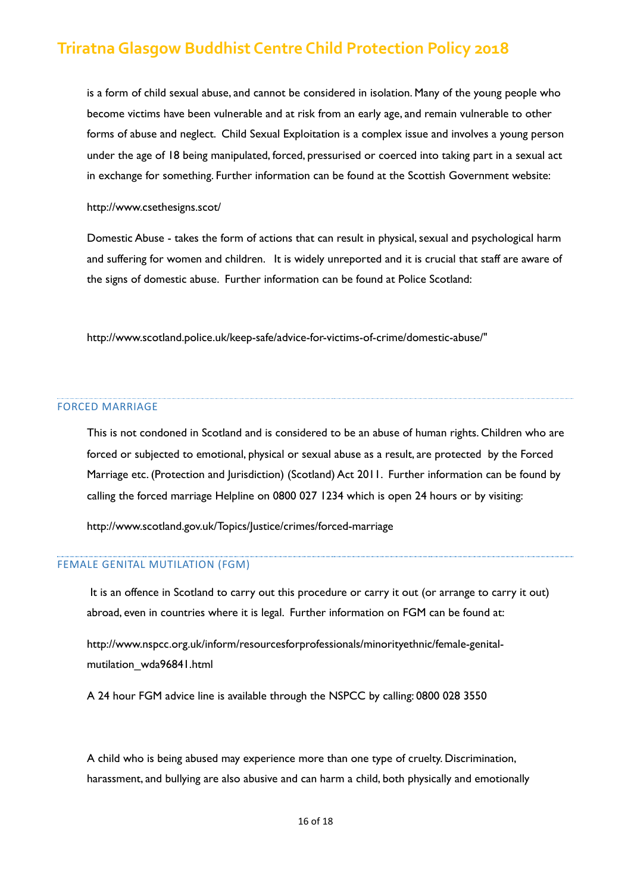is a form of child sexual abuse, and cannot be considered in isolation. Many of the young people who become victims have been vulnerable and at risk from an early age, and remain vulnerable to other forms of abuse and neglect. Child Sexual Exploitation is a complex issue and involves a young person under the age of 18 being manipulated, forced, pressurised or coerced into taking part in a sexual act in exchange for something. Further information can be found at the Scottish Government website:

http://www.csethesigns.scot/

Domestic Abuse - takes the form of actions that can result in physical, sexual and psychological harm and suffering for women and children. It is widely unreported and it is crucial that staff are aware of the signs of domestic abuse. Further information can be found at Police Scotland:

http://www.scotland.police.uk/keep-safe/advice-for-victims-of-crime/domestic-abuse/"

## FORCED MARRIAGE

This is not condoned in Scotland and is considered to be an abuse of human rights. Children who are forced or subjected to emotional, physical or sexual abuse as a result, are protected by the Forced Marriage etc. (Protection and Jurisdiction) (Scotland) Act 2011. Further information can be found by calling the forced marriage Helpline on 0800 027 1234 which is open 24 hours or by visiting:

http://www.scotland.gov.uk/Topics/Justice/crimes/forced-marriage

## FEMALE GENITAL MUTILATION (FGM)

It is an offence in Scotland to carry out this procedure or carry it out (or arrange to carry it out) abroad, even in countries where it is legal. Further information on FGM can be found at:

http://www.nspcc.org.uk/inform/resourcesforprofessionals/minorityethnic/female-genital-mutilation_wda96841.html

A 24 hour FGM advice line is available through the NSPCC by calling: 0800 028 3550

A child who is being abused may experience more than one type of cruelty. Discrimination, harassment, and bullying are also abusive and can harm a child, both physically and emotionally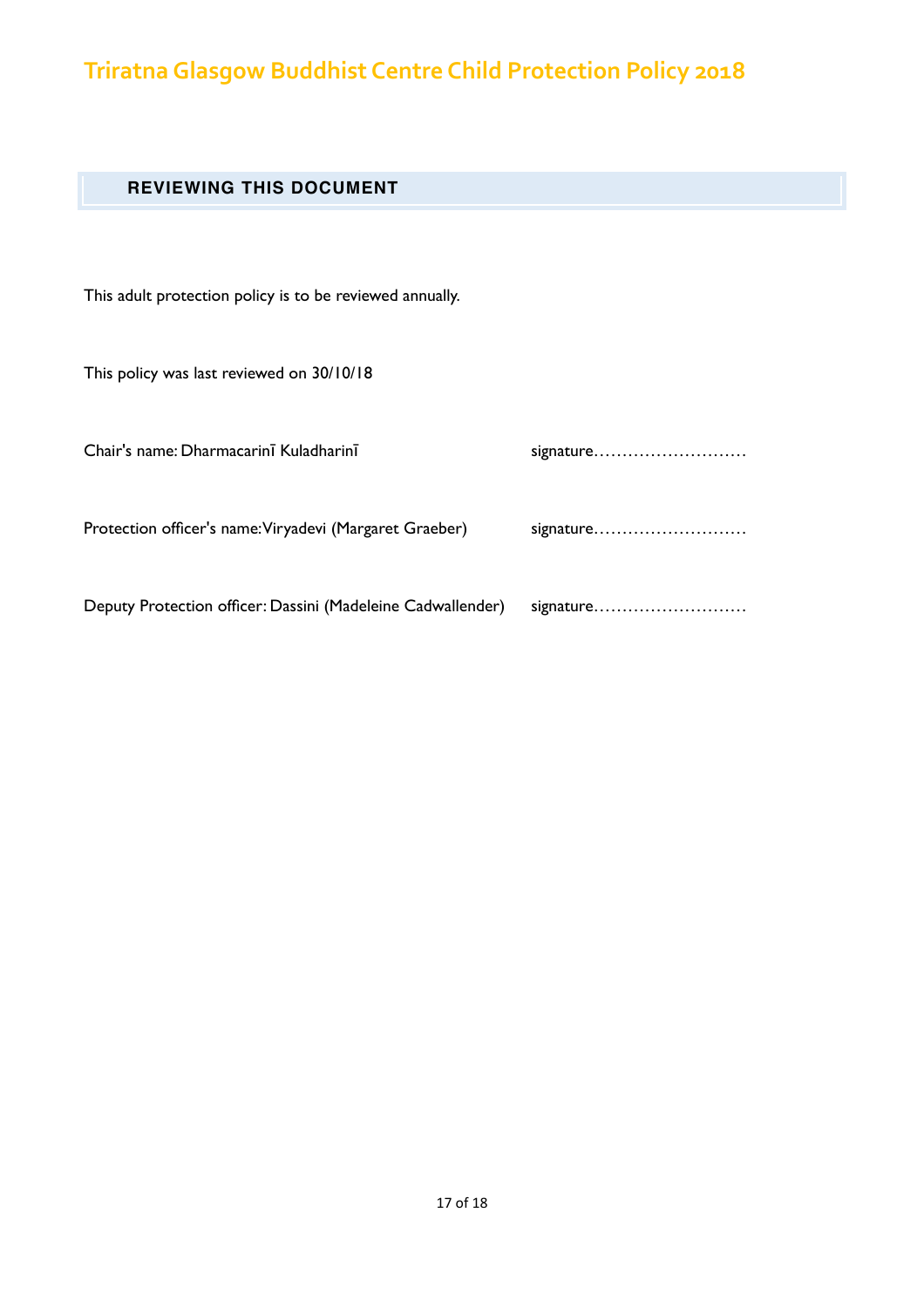## REVIEWING THIS DOCUMENT

This adult protection policy is to be reviewed annually.

This policy was last reviewed on 30/10/18

Chair's name: Dharmacarinī Kuladharinī signature………………………

Protection officer's name: Viryadevi (Margaret Graeber) signature………………………

Deputy Protection officer: Dassini (Madeleine Cadwallender) signature………………………